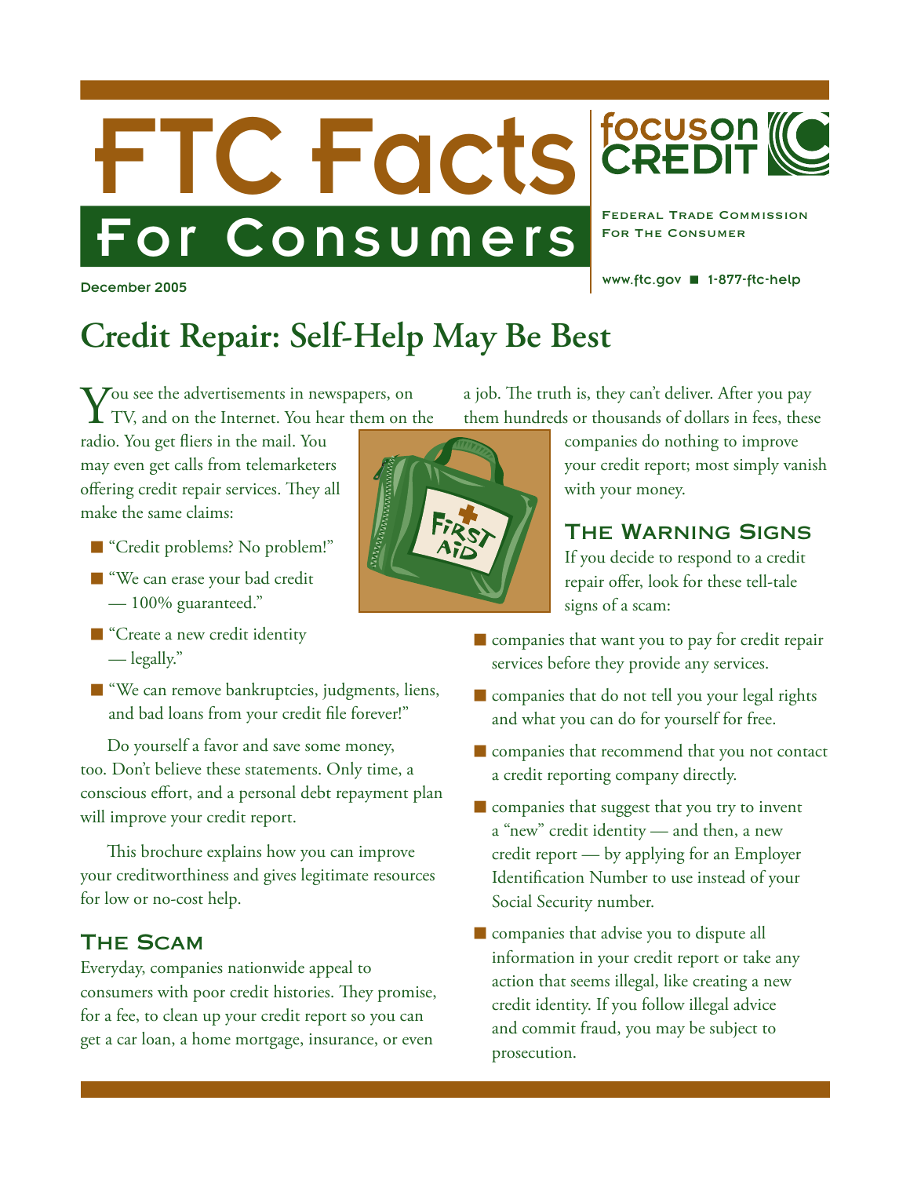# FTC Facts For Consumers

**focus on CREDIT**

FEDERAL TRADE COMMISSION
FOR THE CONSUMER

www.ftc.gov ■ 1-877-ftc-help

December 2005

## Credit Repair: Self-Help May Be Best

You see the advertisements in newspapers, on TV, and on the Internet. You hear them on the radio. You get fliers in the mail. You may even get calls from telemarketers offering credit repair services. They all make the same claims:

- "Credit problems? No problem!"
- "We can erase your bad credit — 100% guaranteed."
- "Create a new credit identity — legally."
- "We can remove bankruptcies, judgments, liens, and bad loans from your credit file forever!"

Do yourself a favor and save some money, too. Don't believe these statements. Only time, a conscious effort, and a personal debt repayment plan will improve your credit report.

This brochure explains how you can improve your creditworthiness and gives legitimate resources for low or no-cost help.

### The Scam

Everyday, companies nationwide appeal to consumers with poor credit histories. They promise, for a fee, to clean up your credit report so you can get a car loan, a home mortgage, insurance, or even a job. The truth is, they can't deliver. After you pay them hundreds or thousands of dollars in fees, these companies do nothing to improve your credit report; most simply vanish with your money.

### The Warning Signs

If you decide to respond to a credit repair offer, look for these tell-tale signs of a scam:

- companies that want you to pay for credit repair services before they provide any services.
- companies that do not tell you your legal rights and what you can do for yourself for free.
- companies that recommend that you not contact a credit reporting company directly.
- companies that suggest that you try to invent a "new" credit identity — and then, a new credit report — by applying for an Employer Identification Number to use instead of your Social Security number.
- companies that advise you to dispute all information in your credit report or take any action that seems illegal, like creating a new credit identity. If you follow illegal advice and commit fraud, you may be subject to prosecution.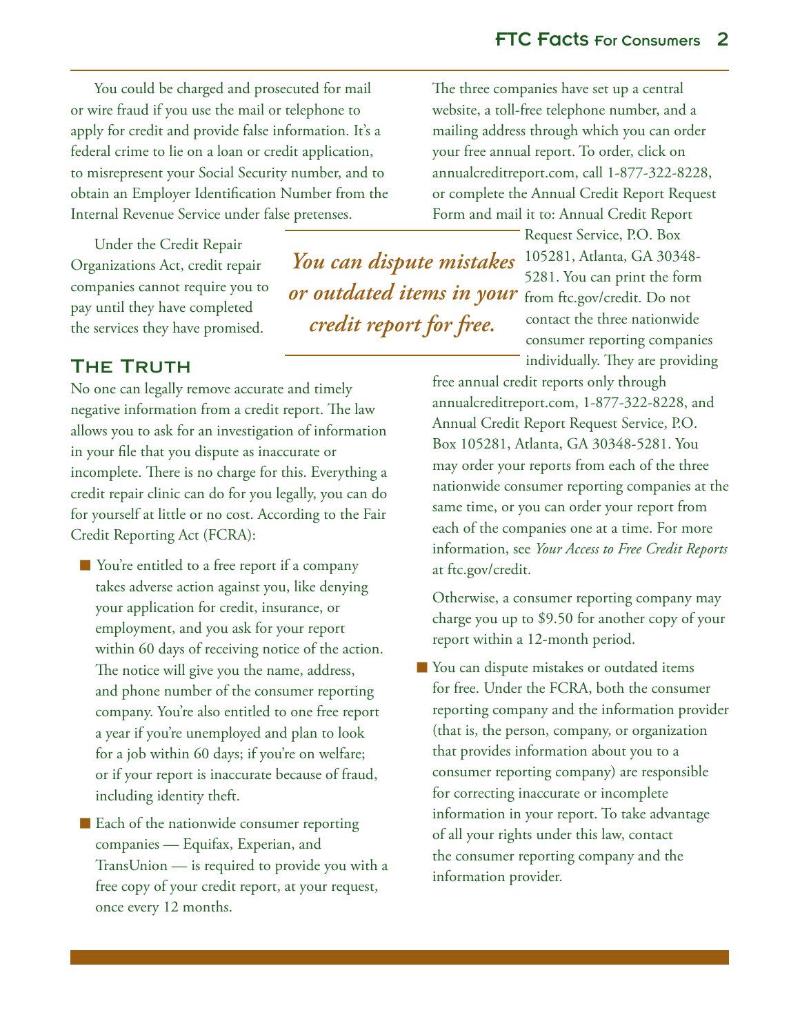You could be charged and prosecuted for mail or wire fraud if you use the mail or telephone to apply for credit and provide false information. It's a federal crime to lie on a loan or credit application, to misrepresent your Social Security number, and to obtain an Employer Identification Number from the Internal Revenue Service under false pretenses.

Under the Credit Repair Organizations Act, credit repair companies cannot require you to pay until they have completed the services they have promised.

## The Truth

No one can legally remove accurate and timely negative information from a credit report. The law allows you to ask for an investigation of information in your file that you dispute as inaccurate or incomplete. There is no charge for this. Everything a credit repair clinic can do for you legally, you can do for yourself at little or no cost. According to the Fair Credit Reporting Act (FCRA):

- You're entitled to a free report if a company takes adverse action against you, like denying your application for credit, insurance, or employment, and you ask for your report within 60 days of receiving notice of the action. The notice will give you the name, address, and phone number of the consumer reporting company. You're also entitled to one free report a year if you're unemployed and plan to look for a job within 60 days; if you're on welfare; or if your report is inaccurate because of fraud, including identity theft.
- Each of the nationwide consumer reporting companies — Equifax, Experian, and TransUnion — is required to provide you with a free copy of your credit report, at your request, once every 12 months.

  The three companies have set up a central website, a toll-free telephone number, and a mailing address through which you can order your free annual report. To order, click on annualcreditreport.com, call 1-877-322-8228, or complete the Annual Credit Report Request Form and mail it to: Annual Credit Report Request Service, P.O. Box 105281, Atlanta, GA 30348-5281. You can print the form from ftc.gov/credit. Do not contact the three nationwide consumer reporting companies individually. They are providing free annual credit reports only through annualcreditreport.com, 1-877-322-8228, and Annual Credit Report Request Service, P.O. Box 105281, Atlanta, GA 30348-5281. You may order your reports from each of the three nationwide consumer reporting companies at the same time, or you can order your report from each of the companies one at a time. For more information, see *Your Access to Free Credit Reports* at ftc.gov/credit.

  Otherwise, a consumer reporting company may charge you up to $9.50 for another copy of your report within a 12-month period.

- You can dispute mistakes or outdated items for free. Under the FCRA, both the consumer reporting company and the information provider (that is, the person, company, or organization that provides information about you to a consumer reporting company) are responsible for correcting inaccurate or incomplete information in your report. To take advantage of all your rights under this law, contact the consumer reporting company and the information provider.

*You can dispute mistakes or outdated items in your credit report for free.*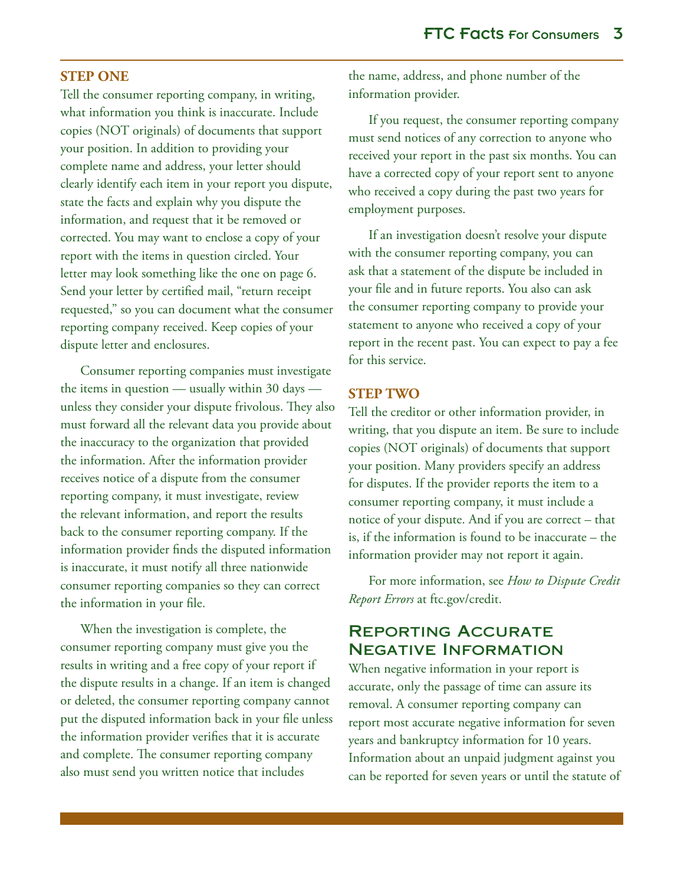### STEP ONE

Tell the consumer reporting company, in writing, what information you think is inaccurate. Include copies (NOT originals) of documents that support your position. In addition to providing your complete name and address, your letter should clearly identify each item in your report you dispute, state the facts and explain why you dispute the information, and request that it be removed or corrected. You may want to enclose a copy of your report with the items in question circled. Your letter may look something like the one on page 6. Send your letter by certified mail, "return receipt requested," so you can document what the consumer reporting company received. Keep copies of your dispute letter and enclosures.

Consumer reporting companies must investigate the items in question — usually within 30 days — unless they consider your dispute frivolous. They also must forward all the relevant data you provide about the inaccuracy to the organization that provided the information. After the information provider receives notice of a dispute from the consumer reporting company, it must investigate, review the relevant information, and report the results back to the consumer reporting company. If the information provider finds the disputed information is inaccurate, it must notify all three nationwide consumer reporting companies so they can correct the information in your file.

When the investigation is complete, the consumer reporting company must give you the results in writing and a free copy of your report if the dispute results in a change. If an item is changed or deleted, the consumer reporting company cannot put the disputed information back in your file unless the information provider verifies that it is accurate and complete. The consumer reporting company also must send you written notice that includes the name, address, and phone number of the information provider.

If you request, the consumer reporting company must send notices of any correction to anyone who received your report in the past six months. You can have a corrected copy of your report sent to anyone who received a copy during the past two years for employment purposes.

If an investigation doesn't resolve your dispute with the consumer reporting company, you can ask that a statement of the dispute be included in your file and in future reports. You also can ask the consumer reporting company to provide your statement to anyone who received a copy of your report in the recent past. You can expect to pay a fee for this service.

### STEP TWO

Tell the creditor or other information provider, in writing, that you dispute an item. Be sure to include copies (NOT originals) of documents that support your position. Many providers specify an address for disputes. If the provider reports the item to a consumer reporting company, it must include a notice of your dispute. And if you are correct – that is, if the information is found to be inaccurate – the information provider may not report it again.

For more information, see *How to Dispute Credit Report Errors* at ftc.gov/credit.

## Reporting Accurate Negative Information

When negative information in your report is accurate, only the passage of time can assure its removal. A consumer reporting company can report most accurate negative information for seven years and bankruptcy information for 10 years. Information about an unpaid judgment against you can be reported for seven years or until the statute of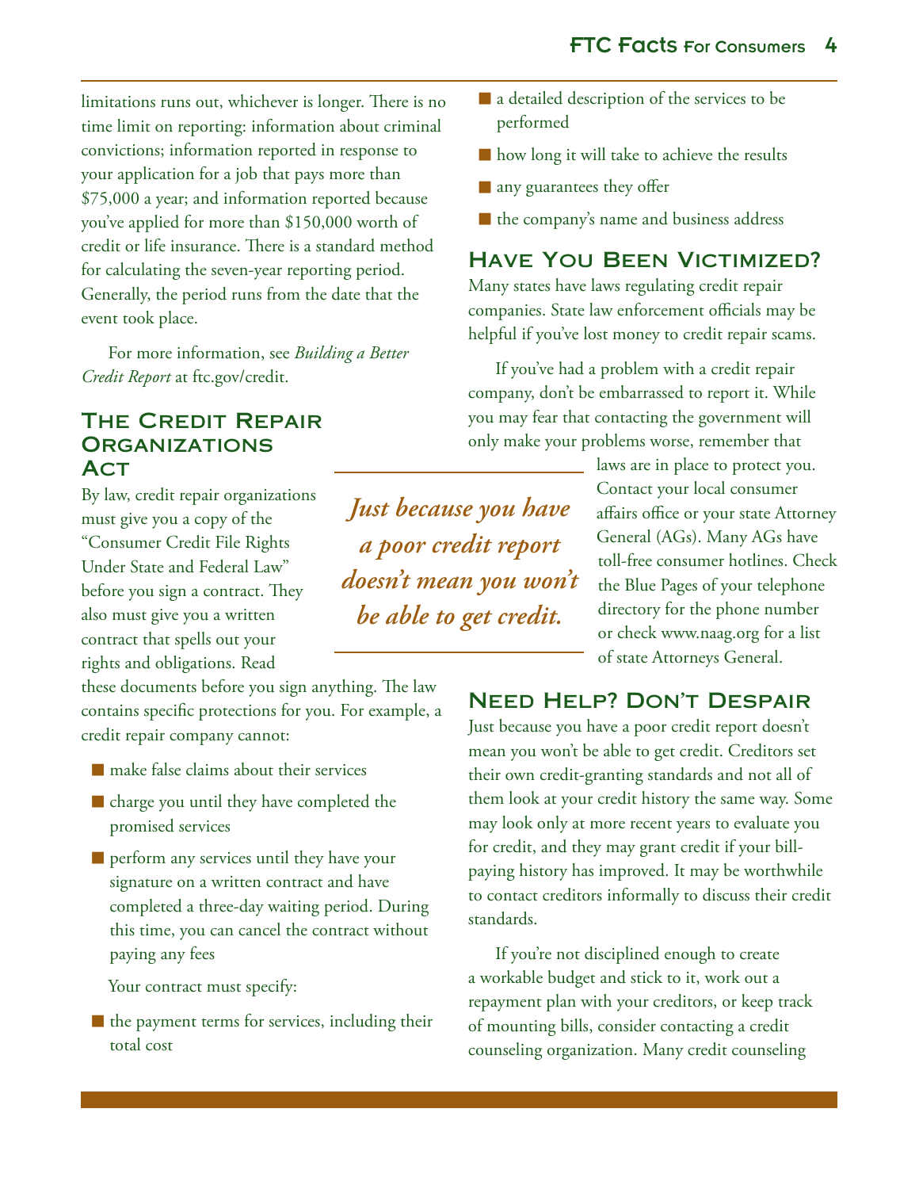limitations runs out, whichever is longer. There is no time limit on reporting: information about criminal convictions; information reported in response to your application for a job that pays more than $75,000 a year; and information reported because you've applied for more than $150,000 worth of credit or life insurance. There is a standard method for calculating the seven-year reporting period. Generally, the period runs from the date that the event took place.

For more information, see *Building a Better Credit Report* at ftc.gov/credit.

## The Credit Repair Organizations Act

By law, credit repair organizations must give you a copy of the "Consumer Credit File Rights Under State and Federal Law" before you sign a contract. They also must give you a written contract that spells out your rights and obligations. Read these documents before you sign anything. The law contains specific protections for you. For example, a credit repair company cannot:

- make false claims about their services
- charge you until they have completed the promised services
- perform any services until they have your signature on a written contract and have completed a three-day waiting period. During this time, you can cancel the contract without paying any fees

Your contract must specify:

- the payment terms for services, including their total cost
- a detailed description of the services to be performed
- how long it will take to achieve the results
- any guarantees they offer
- the company's name and business address

## Have You Been Victimized?

Many states have laws regulating credit repair companies. State law enforcement officials may be helpful if you've lost money to credit repair scams.

If you've had a problem with a credit repair company, don't be embarrassed to report it. While you may fear that contacting the government will only make your problems worse, remember that laws are in place to protect you. Contact your local consumer affairs office or your state Attorney General (AGs). Many AGs have toll-free consumer hotlines. Check the Blue Pages of your telephone directory for the phone number or check www.naag.org for a list of state Attorneys General.

*Just because you have a poor credit report doesn't mean you won't be able to get credit.*

## Need Help? Don't Despair

Just because you have a poor credit report doesn't mean you won't be able to get credit. Creditors set their own credit-granting standards and not all of them look at your credit history the same way. Some may look only at more recent years to evaluate you for credit, and they may grant credit if your bill-paying history has improved. It may be worthwhile to contact creditors informally to discuss their credit standards.

If you're not disciplined enough to create a workable budget and stick to it, work out a repayment plan with your creditors, or keep track of mounting bills, consider contacting a credit counseling organization. Many credit counseling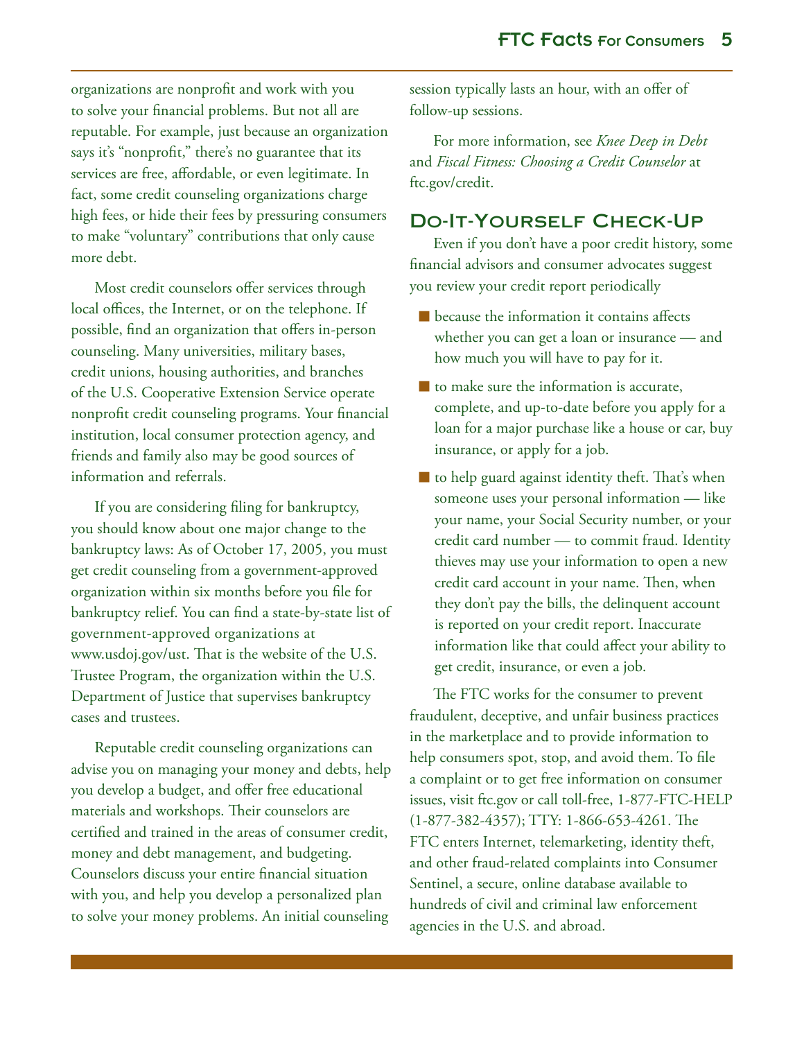organizations are nonprofit and work with you to solve your financial problems. But not all are reputable. For example, just because an organization says it's "nonprofit," there's no guarantee that its services are free, affordable, or even legitimate. In fact, some credit counseling organizations charge high fees, or hide their fees by pressuring consumers to make "voluntary" contributions that only cause more debt.

Most credit counselors offer services through local offices, the Internet, or on the telephone. If possible, find an organization that offers in-person counseling. Many universities, military bases, credit unions, housing authorities, and branches of the U.S. Cooperative Extension Service operate nonprofit credit counseling programs. Your financial institution, local consumer protection agency, and friends and family also may be good sources of information and referrals.

If you are considering filing for bankruptcy, you should know about one major change to the bankruptcy laws: As of October 17, 2005, you must get credit counseling from a government-approved organization within six months before you file for bankruptcy relief. You can find a state-by-state list of government-approved organizations at www.usdoj.gov/ust. That is the website of the U.S. Trustee Program, the organization within the U.S. Department of Justice that supervises bankruptcy cases and trustees.

Reputable credit counseling organizations can advise you on managing your money and debts, help you develop a budget, and offer free educational materials and workshops. Their counselors are certified and trained in the areas of consumer credit, money and debt management, and budgeting. Counselors discuss your entire financial situation with you, and help you develop a personalized plan to solve your money problems. An initial counseling session typically lasts an hour, with an offer of follow-up sessions.

For more information, see *Knee Deep in Debt* and *Fiscal Fitness: Choosing a Credit Counselor* at ftc.gov/credit.

## Do-It-Yourself Check-Up

Even if you don't have a poor credit history, some financial advisors and consumer advocates suggest you review your credit report periodically

- because the information it contains affects whether you can get a loan or insurance — and how much you will have to pay for it.
- to make sure the information is accurate, complete, and up-to-date before you apply for a loan for a major purchase like a house or car, buy insurance, or apply for a job.
- to help guard against identity theft. That's when someone uses your personal information — like your name, your Social Security number, or your credit card number — to commit fraud. Identity thieves may use your information to open a new credit card account in your name. Then, when they don't pay the bills, the delinquent account is reported on your credit report. Inaccurate information like that could affect your ability to get credit, insurance, or even a job.

The FTC works for the consumer to prevent fraudulent, deceptive, and unfair business practices in the marketplace and to provide information to help consumers spot, stop, and avoid them. To file a complaint or to get free information on consumer issues, visit ftc.gov or call toll-free, 1-877-FTC-HELP (1-877-382-4357); TTY: 1-866-653-4261. The FTC enters Internet, telemarketing, identity theft, and other fraud-related complaints into Consumer Sentinel, a secure, online database available to hundreds of civil and criminal law enforcement agencies in the U.S. and abroad.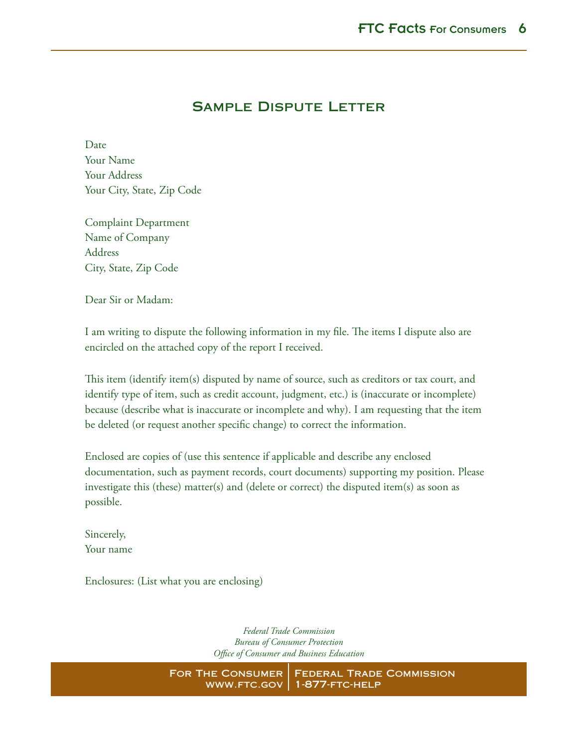## Sample Dispute Letter

Date
Your Name
Your Address
Your City, State, Zip Code

Complaint Department
Name of Company
Address
City, State, Zip Code

Dear Sir or Madam:

I am writing to dispute the following information in my file. The items I dispute also are encircled on the attached copy of the report I received.

This item (identify item(s) disputed by name of source, such as creditors or tax court, and identify type of item, such as credit account, judgment, etc.) is (inaccurate or incomplete) because (describe what is inaccurate or incomplete and why). I am requesting that the item be deleted (or request another specific change) to correct the information.

Enclosed are copies of (use this sentence if applicable and describe any enclosed documentation, such as payment records, court documents) supporting my position. Please investigate this (these) matter(s) and (delete or correct) the disputed item(s) as soon as possible.

Sincerely,
Your name

Enclosures: (List what you are enclosing)

*Federal Trade Commission*
*Bureau of Consumer Protection*
*Office of Consumer and Business Education*

For The Consumer | Federal Trade Commission
www.ftc.gov | 1-877-ftc-help